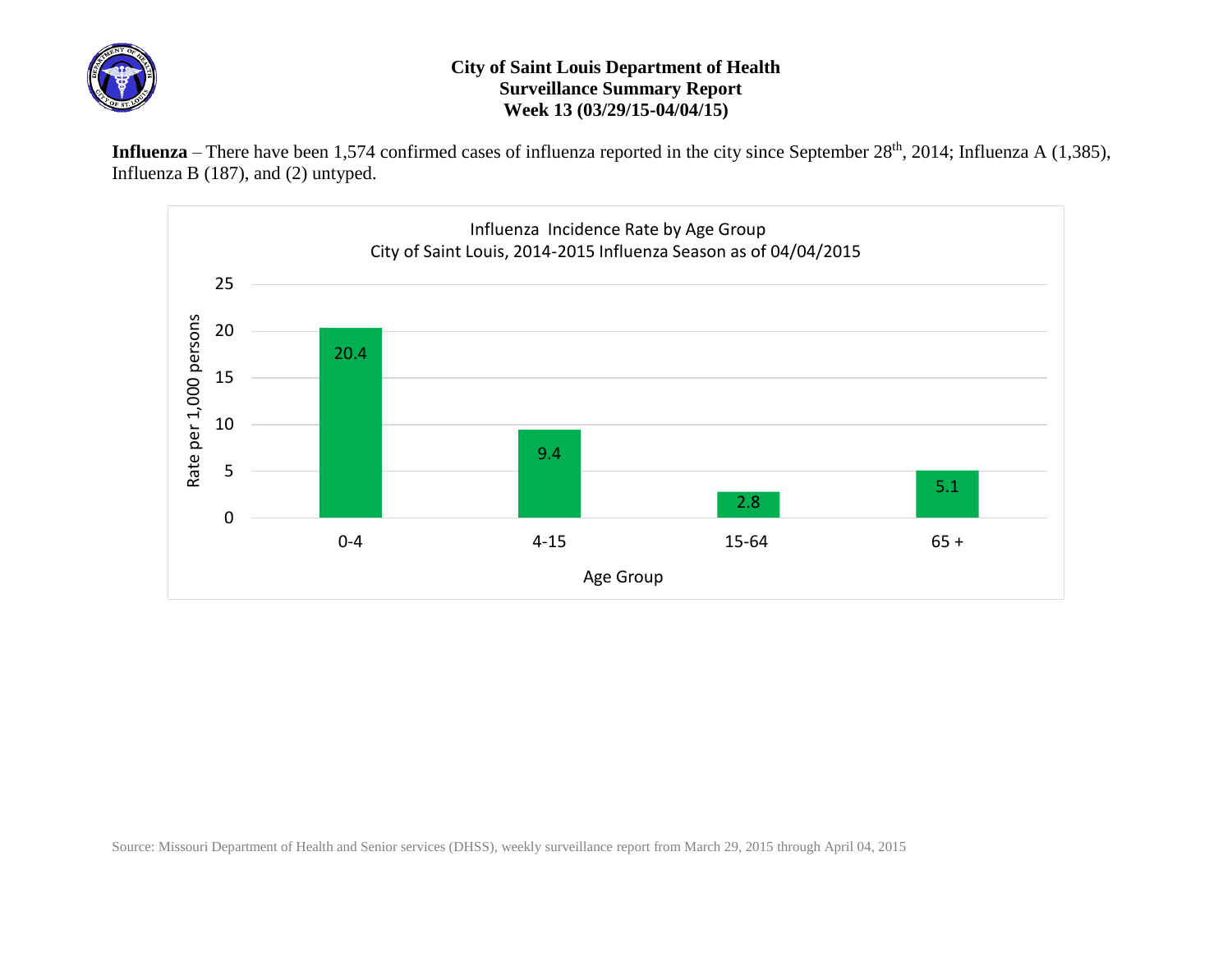# City of Saint Louis Department of Health
## Surveillance Summary Report
## Week 13 (03/29/15-04/04/15)

**Influenza** – There have been 1,574 confirmed cases of influenza reported in the city since September 28th, 2014; Influenza A (1,385), Influenza B (187), and (2) untyped.

Influenza Incidence Rate by Age Group
City of Saint Louis, 2014-2015 Influenza Season as of 04/04/2015

| Age Group | Rate per 1,000 persons |
|---|---|
| 0-4 | 20.4 |
| 4-15 | 9.4 |
| 15-64 | 2.8 |
| 65 + | 5.1 |

Source: Missouri Department of Health and Senior services (DHSS), weekly surveillance report from March 29, 2015 through April 04, 2015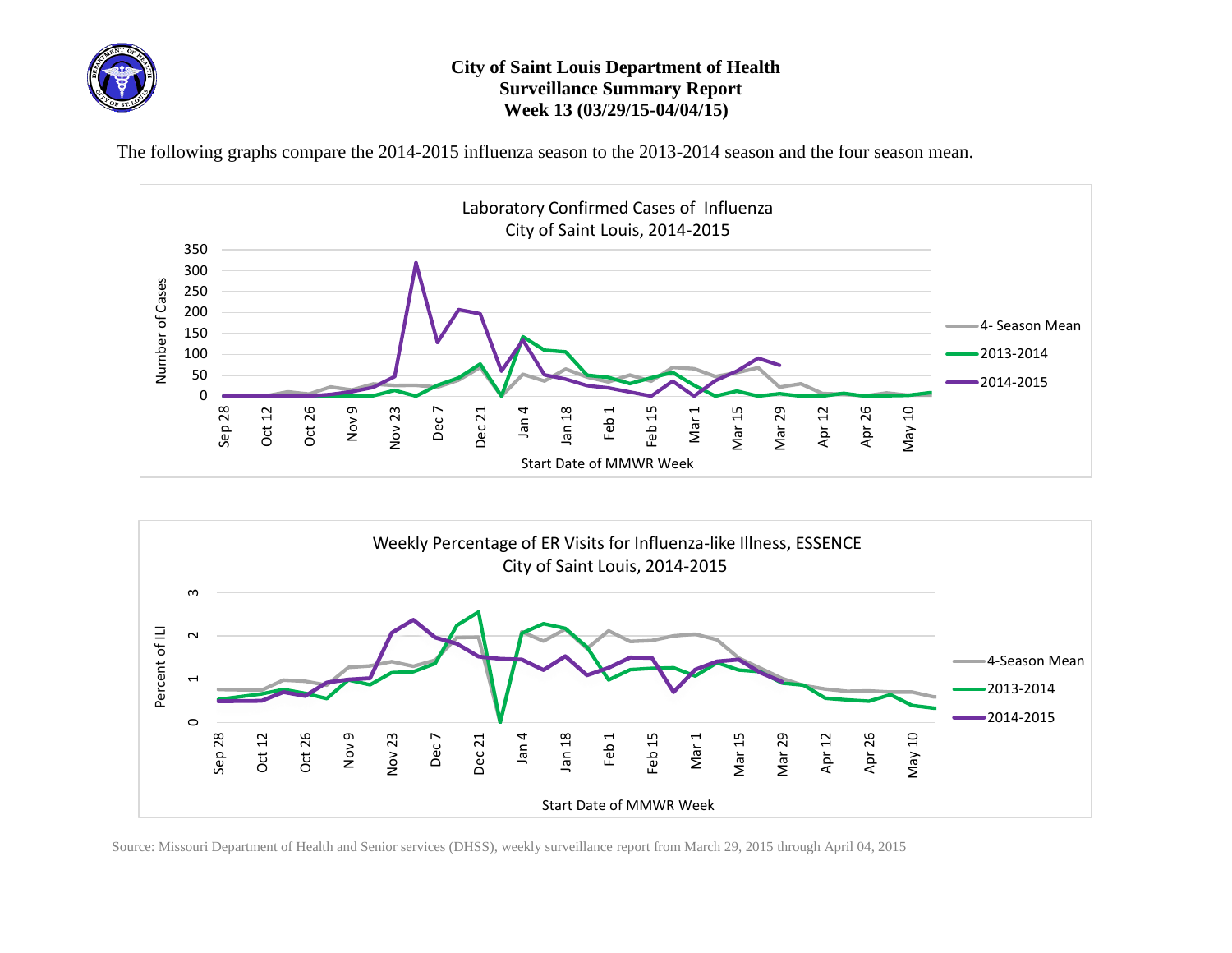# City of Saint Louis Department of Health
## Surveillance Summary Report
## Week 13 (03/29/15-04/04/15)

The following graphs compare the 2014-2015 influenza season to the 2013-2014 season and the four season mean.

Laboratory Confirmed Cases of Influenza
City of Saint Louis, 2014-2015

Number of Cases

350
300
250
200
150
100
50
0

Sep 28
Oct 12
Oct 26
Nov 9
Nov 23
Dec 7
Dec 21
Jan 4
Jan 18
Feb 1
Feb 15
Mar 1
Mar 15
Mar 29
Apr 12
Apr 26
May 10

Start Date of MMWR Week

4- Season Mean
2013-2014
2014-2015

Weekly Percentage of ER Visits for Influenza-like Illness, ESSENCE
City of Saint Louis, 2014-2015

Percent of ILI

3
2
1
0

Sep 28
Oct 12
Oct 26
Nov 9
Nov 23
Dec 7
Dec 21
Jan 4
Jan 18
Feb 1
Feb 15
Mar 1
Mar 15
Mar 29
Apr 12
Apr 26
May 10

Start Date of MMWR Week

4-Season Mean
2013-2014
2014-2015

Source: Missouri Department of Health and Senior services (DHSS), weekly surveillance report from March 29, 2015 through April 04, 2015